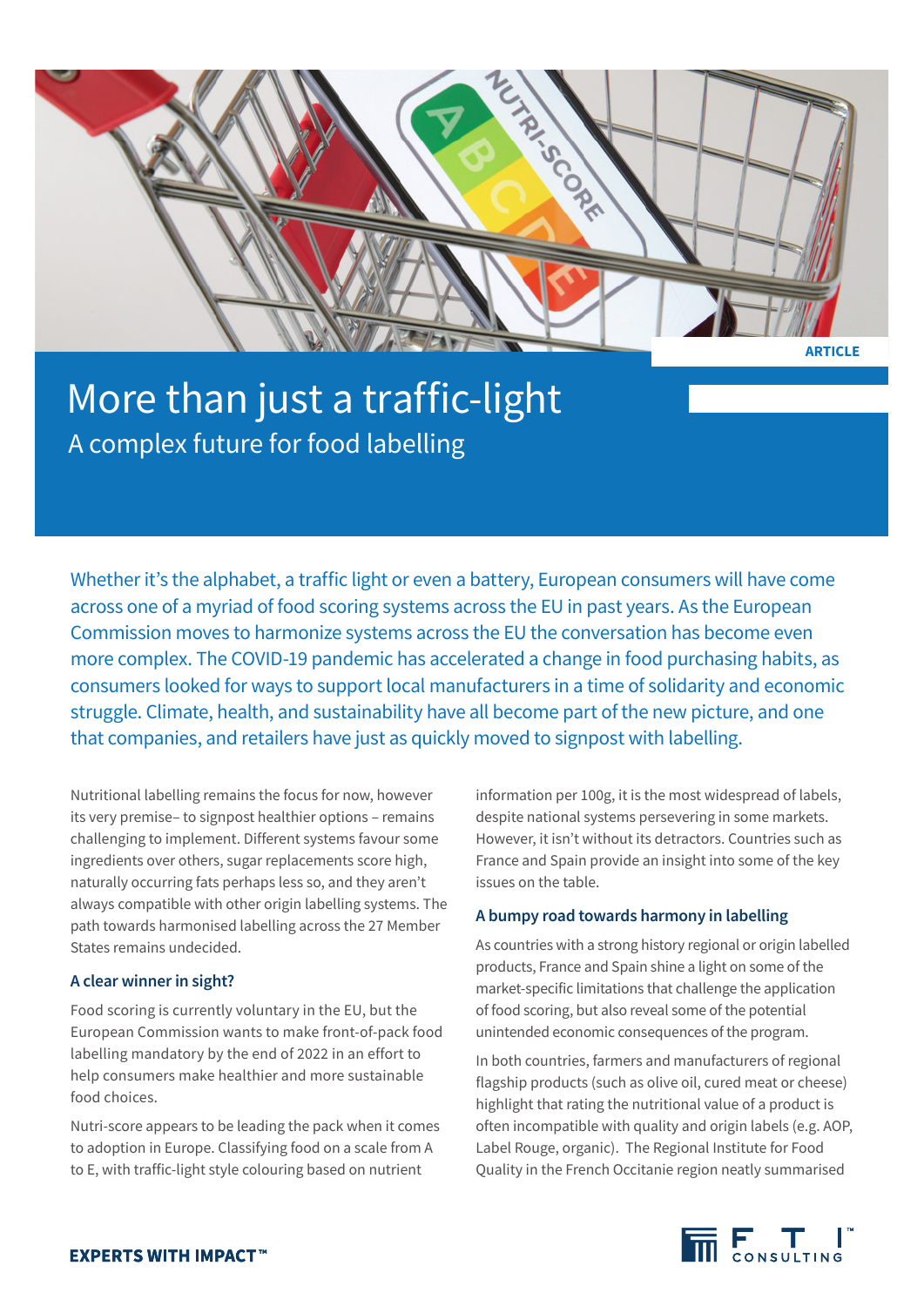ARTICLE

# More than just a traffic-light

## A complex future for food labelling

Whether it's the alphabet, a traffic light or even a battery, European consumers will have come across one of a myriad of food scoring systems across the EU in past years. As the European Commission moves to harmonize systems across the EU the conversation has become even more complex. The COVID-19 pandemic has accelerated a change in food purchasing habits, as consumers looked for ways to support local manufacturers in a time of solidarity and economic struggle. Climate, health, and sustainability have all become part of the new picture, and one that companies, and retailers have just as quickly moved to signpost with labelling.

Nutritional labelling remains the focus for now, however its very premise– to signpost healthier options – remains challenging to implement. Different systems favour some ingredients over others, sugar replacements score high, naturally occurring fats perhaps less so, and they aren't always compatible with other origin labelling systems. The path towards harmonised labelling across the 27 Member States remains undecided.

### A clear winner in sight?

Food scoring is currently voluntary in the EU, but the European Commission wants to make front-of-pack food labelling mandatory by the end of 2022 in an effort to help consumers make healthier and more sustainable food choices.

Nutri-score appears to be leading the pack when it comes to adoption in Europe. Classifying food on a scale from A to E, with traffic-light style colouring based on nutrient information per 100g, it is the most widespread of labels, despite national systems persevering in some markets. However, it isn't without its detractors. Countries such as France and Spain provide an insight into some of the key issues on the table.

### A bumpy road towards harmony in labelling

As countries with a strong history regional or origin labelled products, France and Spain shine a light on some of the market-specific limitations that challenge the application of food scoring, but also reveal some of the potential unintended economic consequences of the program.

In both countries, farmers and manufacturers of regional flagship products (such as olive oil, cured meat or cheese) highlight that rating the nutritional value of a product is often incompatible with quality and origin labels (e.g. AOP, Label Rouge, organic). The Regional Institute for Food Quality in the French Occitanie region neatly summarised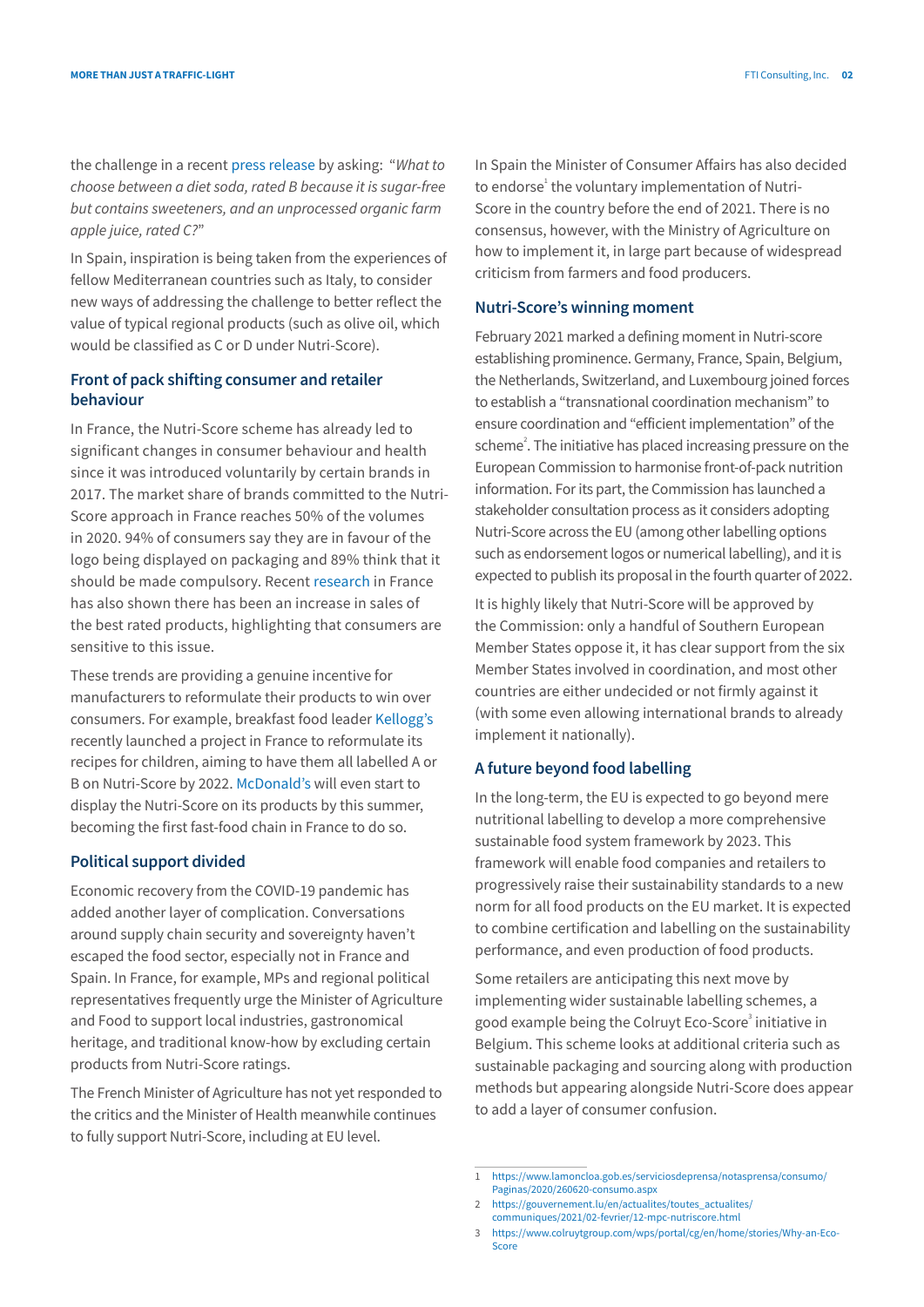the challenge in a recent press release by asking: "*What to choose between a diet soda, rated B because it is sugar-free but contains sweeteners, and an unprocessed organic farm apple juice, rated C?*"

In Spain, inspiration is being taken from the experiences of fellow Mediterranean countries such as Italy, to consider new ways of addressing the challenge to better reflect the value of typical regional products (such as olive oil, which would be classified as C or D under Nutri-Score).

### Front of pack shifting consumer and retailer behaviour

In France, the Nutri-Score scheme has already led to significant changes in consumer behaviour and health since it was introduced voluntarily by certain brands in 2017. The market share of brands committed to the Nutri-Score approach in France reaches 50% of the volumes in 2020. 94% of consumers say they are in favour of the logo being displayed on packaging and 89% think that it should be made compulsory. Recent research in France has also shown there has been an increase in sales of the best rated products, highlighting that consumers are sensitive to this issue.

These trends are providing a genuine incentive for manufacturers to reformulate their products to win over consumers. For example, breakfast food leader Kellogg's recently launched a project in France to reformulate its recipes for children, aiming to have them all labelled A or B on Nutri-Score by 2022. McDonald's will even start to display the Nutri-Score on its products by this summer, becoming the first fast-food chain in France to do so.

### Political support divided

Economic recovery from the COVID-19 pandemic has added another layer of complication. Conversations around supply chain security and sovereignty haven't escaped the food sector, especially not in France and Spain. In France, for example, MPs and regional political representatives frequently urge the Minister of Agriculture and Food to support local industries, gastronomical heritage, and traditional know-how by excluding certain products from Nutri-Score ratings.

The French Minister of Agriculture has not yet responded to the critics and the Minister of Health meanwhile continues to fully support Nutri-Score, including at EU level.

In Spain the Minister of Consumer Affairs has also decided to endorse[1] the voluntary implementation of Nutri-Score in the country before the end of 2021. There is no consensus, however, with the Ministry of Agriculture on how to implement it, in large part because of widespread criticism from farmers and food producers.

### Nutri-Score's winning moment

February 2021 marked a defining moment in Nutri-score establishing prominence. Germany, France, Spain, Belgium, the Netherlands, Switzerland, and Luxembourg joined forces to establish a "transnational coordination mechanism" to ensure coordination and "efficient implementation" of the scheme[2]. The initiative has placed increasing pressure on the European Commission to harmonise front-of-pack nutrition information. For its part, the Commission has launched a stakeholder consultation process as it considers adopting Nutri-Score across the EU (among other labelling options such as endorsement logos or numerical labelling), and it is expected to publish its proposal in the fourth quarter of 2022.

It is highly likely that Nutri-Score will be approved by the Commission: only a handful of Southern European Member States oppose it, it has clear support from the six Member States involved in coordination, and most other countries are either undecided or not firmly against it (with some even allowing international brands to already implement it nationally).

### A future beyond food labelling

In the long-term, the EU is expected to go beyond mere nutritional labelling to develop a more comprehensive sustainable food system framework by 2023. This framework will enable food companies and retailers to progressively raise their sustainability standards to a new norm for all food products on the EU market. It is expected to combine certification and labelling on the sustainability performance, and even production of food products.

Some retailers are anticipating this next move by implementing wider sustainable labelling schemes, a good example being the Colruyt Eco-Score[3] initiative in Belgium. This scheme looks at additional criteria such as sustainable packaging and sourcing along with production methods but appearing alongside Nutri-Score does appear to add a layer of consumer confusion.

---

1 https://www.lamoncloa.gob.es/serviciosdeprensa/notasprensa/consumo/Paginas/2020/260620-consumo.aspx

2 https://gouvernement.lu/en/actualites/toutes_actualites/communiques/2021/02-fevrier/12-mpc-nutriscore.html

3 https://www.colruytgroup.com/wps/portal/cg/en/home/stories/Why-an-Eco-Score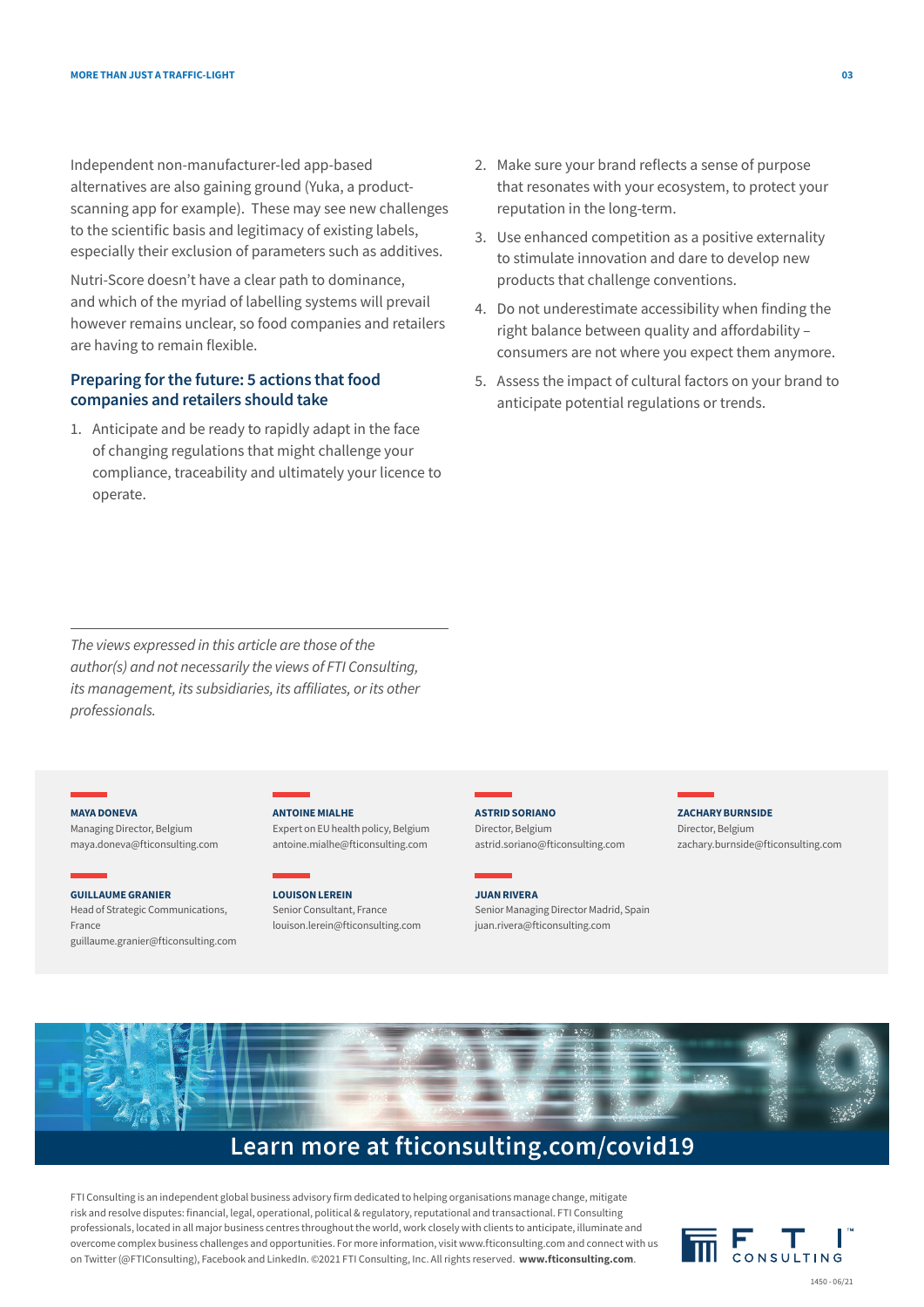Independent non-manufacturer-led app-based alternatives are also gaining ground (Yuka, a product-scanning app for example). These may see new challenges to the scientific basis and legitimacy of existing labels, especially their exclusion of parameters such as additives.

Nutri-Score doesn't have a clear path to dominance, and which of the myriad of labelling systems will prevail however remains unclear, so food companies and retailers are having to remain flexible.

## Preparing for the future: 5 actions that food companies and retailers should take

1. Anticipate and be ready to rapidly adapt in the face of changing regulations that might challenge your compliance, traceability and ultimately your licence to operate.
2. Make sure your brand reflects a sense of purpose that resonates with your ecosystem, to protect your reputation in the long-term.
3. Use enhanced competition as a positive externality to stimulate innovation and dare to develop new products that challenge conventions.
4. Do not underestimate accessibility when finding the right balance between quality and affordability – consumers are not where you expect them anymore.
5. Assess the impact of cultural factors on your brand to anticipate potential regulations or trends.

---

*The views expressed in this article are those of the author(s) and not necessarily the views of FTI Consulting, its management, its subsidiaries, its affiliates, or its other professionals.*

**MAYA DONEVA**
Managing Director, Belgium
maya.doneva@fticonsulting.com

**ANTOINE MIALHE**
Expert on EU health policy, Belgium
antoine.mialhe@fticonsulting.com

**ASTRID SORIANO**
Director, Belgium
astrid.soriano@fticonsulting.com

**ZACHARY BURNSIDE**
Director, Belgium
zachary.burnside@fticonsulting.com

**GUILLAUME GRANIER**
Head of Strategic Communications, France
guillaume.granier@fticonsulting.com

**LOUISON LEREIN**
Senior Consultant, France
louison.lerein@fticonsulting.com

**JUAN RIVERA**
Senior Managing Director Madrid, Spain
juan.rivera@fticonsulting.com

**Learn more at fticonsulting.com/covid19**

FTI Consulting is an independent global business advisory firm dedicated to helping organisations manage change, mitigate risk and resolve disputes: financial, legal, operational, political & regulatory, reputational and transactional. FTI Consulting professionals, located in all major business centres throughout the world, work closely with clients to anticipate, illuminate and overcome complex business challenges and opportunities. For more information, visit www.fticonsulting.com and connect with us on Twitter (@FTIConsulting), Facebook and LinkedIn. ©2021 FTI Consulting, Inc. All rights reserved. **www.fticonsulting.com**.

1450 - 06/21